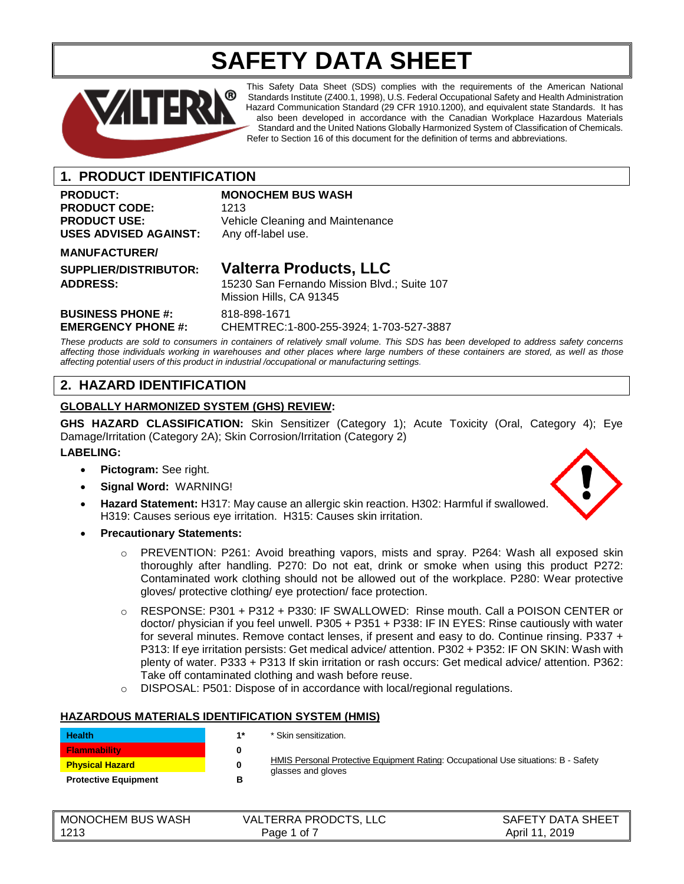# SAFETY DATA SHEET

This Safety Data Sheet (SDS) complies with the requirements of the American National Standards Institute (Z400.1, 1998), U.S. Federal Occupational Safety and Health Administration Hazard Communication Standard (29 CFR 1910.1200), and equivalent state Standards. It has also been developed in accordance with the Canadian Workplace Hazardous Materials Standard and the United Nations Globally Harmonized System of Classification of Chemicals. Refer to Section 16 of this document for the definition of terms and abbreviations.

## 1. PRODUCT IDENTIFICATION

**PRODUCT:** **MONOCHEM BUS WASH**
**PRODUCT CODE:** 1213
**PRODUCT USE:** Vehicle Cleaning and Maintenance
**USES ADVISED AGAINST:** Any off-label use.

**MANUFACTURER/**
**SUPPLIER/DISTRIBUTOR:** **Valterra Products, LLC**
**ADDRESS:** 15230 San Fernando Mission Blvd.; Suite 107
Mission Hills, CA 91345

**BUSINESS PHONE #:** 818-898-1671
**EMERGENCY PHONE #:** CHEMTREC:1-800-255-3924; 1-703-527-3887

*These products are sold to consumers in containers of relatively small volume. This SDS has been developed to address safety concerns affecting those individuals working in warehouses and other places where large numbers of these containers are stored, as well as those affecting potential users of this product in industrial /occupational or manufacturing settings.*

## 2. HAZARD IDENTIFICATION

**GLOBALLY HARMONIZED SYSTEM (GHS) REVIEW:**

**GHS HAZARD CLASSIFICATION:** Skin Sensitizer (Category 1); Acute Toxicity (Oral, Category 4); Eye Damage/Irritation (Category 2A); Skin Corrosion/Irritation (Category 2)

**LABELING:**

- **Pictogram:** See right.
- **Signal Word:** WARNING!
- **Hazard Statement:** H317: May cause an allergic skin reaction. H302: Harmful if swallowed. H319: Causes serious eye irritation. H315: Causes skin irritation.
- **Precautionary Statements:**
  - PREVENTION: P261: Avoid breathing vapors, mists and spray. P264: Wash all exposed skin thoroughly after handling. P270: Do not eat, drink or smoke when using this product P272: Contaminated work clothing should not be allowed out of the workplace. P280: Wear protective gloves/ protective clothing/ eye protection/ face protection.
  - RESPONSE: P301 + P312 + P330: IF SWALLOWED: Rinse mouth. Call a POISON CENTER or doctor/ physician if you feel unwell. P305 + P351 + P338: IF IN EYES: Rinse cautiously with water for several minutes. Remove contact lenses, if present and easy to do. Continue rinsing. P337 + P313: If eye irritation persists: Get medical advice/ attention. P302 + P352: IF ON SKIN: Wash with plenty of water. P333 + P313 If skin irritation or rash occurs: Get medical advice/ attention. P362: Take off contaminated clothing and wash before reuse.
  - DISPOSAL: P501: Dispose of in accordance with local/regional regulations.

**HAZARDOUS MATERIALS IDENTIFICATION SYSTEM (HMIS)**

| Category | Rating |
|---|---|
| Health | 1* |
| Flammability | 0 |
| Physical Hazard | 0 |
| Protective Equipment | B |

\* Skin sensitization.

HMIS Personal Protective Equipment Rating: Occupational Use situations: B - Safety glasses and gloves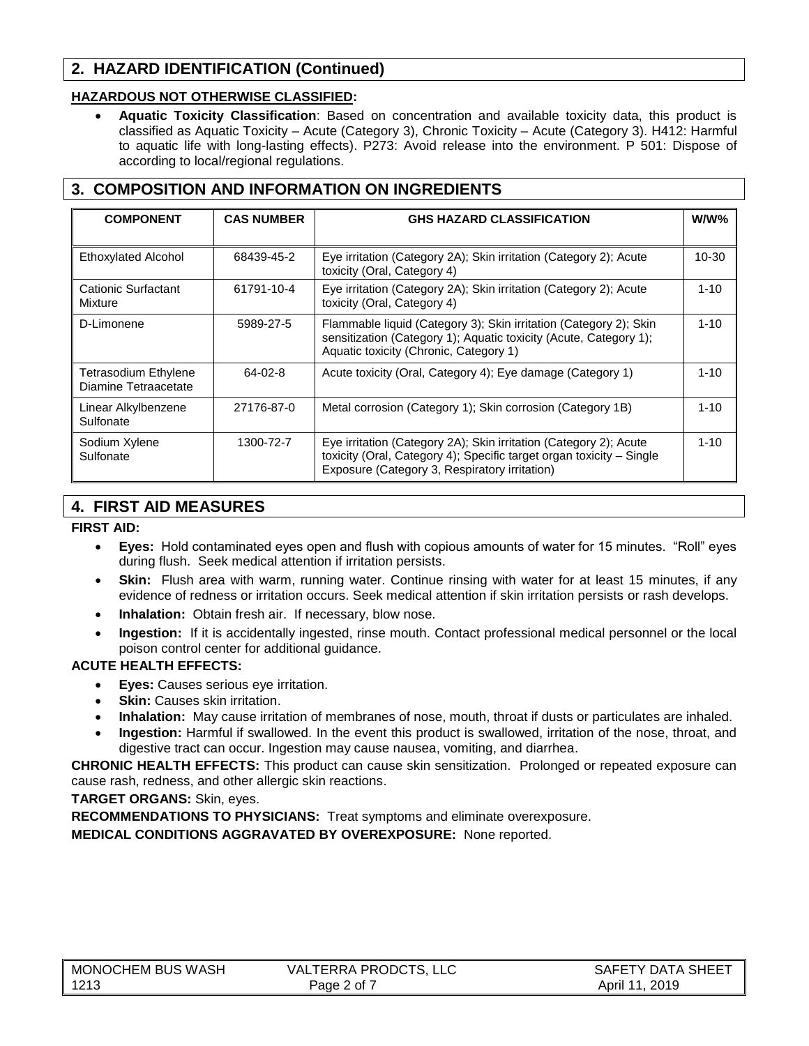## 2. HAZARD IDENTIFICATION (Continued)

**HAZARDOUS NOT OTHERWISE CLASSIFIED:**

- **Aquatic Toxicity Classification**: Based on concentration and available toxicity data, this product is classified as Aquatic Toxicity – Acute (Category 3), Chronic Toxicity – Acute (Category 3). H412: Harmful to aquatic life with long-lasting effects). P273: Avoid release into the environment. P 501: Dispose of according to local/regional regulations.

## 3. COMPOSITION AND INFORMATION ON INGREDIENTS

| COMPONENT | CAS NUMBER | GHS HAZARD CLASSIFICATION | W/W% |
|---|---|---|---|
| Ethoxylated Alcohol | 68439-45-2 | Eye irritation (Category 2A); Skin irritation (Category 2); Acute toxicity (Oral, Category 4) | 10-30 |
| Cationic Surfactant Mixture | 61791-10-4 | Eye irritation (Category 2A); Skin irritation (Category 2); Acute toxicity (Oral, Category 4) | 1-10 |
| D-Limonene | 5989-27-5 | Flammable liquid (Category 3); Skin irritation (Category 2); Skin sensitization (Category 1); Aquatic toxicity (Acute, Category 1); Aquatic toxicity (Chronic, Category 1) | 1-10 |
| Tetrasodium Ethylene Diamine Tetraacetate | 64-02-8 | Acute toxicity (Oral, Category 4); Eye damage (Category 1) | 1-10 |
| Linear Alkylbenzene Sulfonate | 27176-87-0 | Metal corrosion (Category 1); Skin corrosion (Category 1B) | 1-10 |
| Sodium Xylene Sulfonate | 1300-72-7 | Eye irritation (Category 2A); Skin irritation (Category 2); Acute toxicity (Oral, Category 4); Specific target organ toxicity – Single Exposure (Category 3, Respiratory irritation) | 1-10 |

## 4. FIRST AID MEASURES

**FIRST AID:**

- **Eyes:** Hold contaminated eyes open and flush with copious amounts of water for 15 minutes. "Roll" eyes during flush. Seek medical attention if irritation persists.
- **Skin:** Flush area with warm, running water. Continue rinsing with water for at least 15 minutes, if any evidence of redness or irritation occurs. Seek medical attention if skin irritation persists or rash develops.
- **Inhalation:** Obtain fresh air. If necessary, blow nose.
- **Ingestion:** If it is accidentally ingested, rinse mouth. Contact professional medical personnel or the local poison control center for additional guidance.

**ACUTE HEALTH EFFECTS:**

- **Eyes:** Causes serious eye irritation.
- **Skin:** Causes skin irritation.
- **Inhalation:** May cause irritation of membranes of nose, mouth, throat if dusts or particulates are inhaled.
- **Ingestion:** Harmful if swallowed. In the event this product is swallowed, irritation of the nose, throat, and digestive tract can occur. Ingestion may cause nausea, vomiting, and diarrhea.

**CHRONIC HEALTH EFFECTS:** This product can cause skin sensitization. Prolonged or repeated exposure can cause rash, redness, and other allergic skin reactions.

**TARGET ORGANS:** Skin, eyes.

**RECOMMENDATIONS TO PHYSICIANS:** Treat symptoms and eliminate overexposure.

**MEDICAL CONDITIONS AGGRAVATED BY OVEREXPOSURE:** None reported.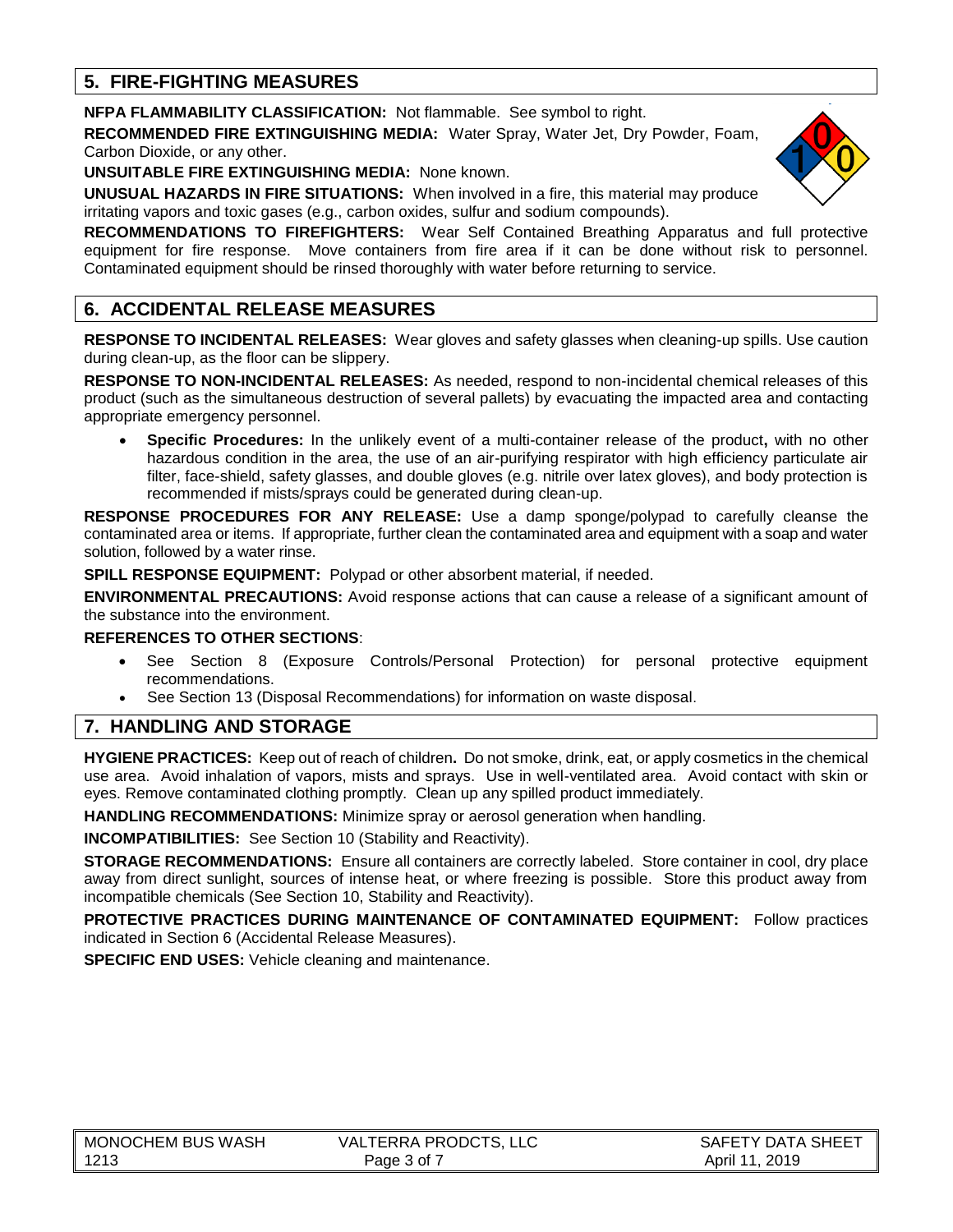## 5. FIRE-FIGHTING MEASURES

**NFPA FLAMMABILITY CLASSIFICATION:** Not flammable. See symbol to right.

**RECOMMENDED FIRE EXTINGUISHING MEDIA:** Water Spray, Water Jet, Dry Powder, Foam, Carbon Dioxide, or any other.

**UNSUITABLE FIRE EXTINGUISHING MEDIA:** None known.

**UNUSUAL HAZARDS IN FIRE SITUATIONS:** When involved in a fire, this material may produce irritating vapors and toxic gases (e.g., carbon oxides, sulfur and sodium compounds).

**RECOMMENDATIONS TO FIREFIGHTERS:** Wear Self Contained Breathing Apparatus and full protective equipment for fire response. Move containers from fire area if it can be done without risk to personnel. Contaminated equipment should be rinsed thoroughly with water before returning to service.

## 6. ACCIDENTAL RELEASE MEASURES

**RESPONSE TO INCIDENTAL RELEASES:** Wear gloves and safety glasses when cleaning-up spills. Use caution during clean-up, as the floor can be slippery.

**RESPONSE TO NON-INCIDENTAL RELEASES:** As needed, respond to non-incidental chemical releases of this product (such as the simultaneous destruction of several pallets) by evacuating the impacted area and contacting appropriate emergency personnel.

- **Specific Procedures:** In the unlikely event of a multi-container release of the product**,** with no other hazardous condition in the area, the use of an air-purifying respirator with high efficiency particulate air filter, face-shield, safety glasses, and double gloves (e.g. nitrile over latex gloves), and body protection is recommended if mists/sprays could be generated during clean-up.

**RESPONSE PROCEDURES FOR ANY RELEASE:** Use a damp sponge/polypad to carefully cleanse the contaminated area or items. If appropriate, further clean the contaminated area and equipment with a soap and water solution, followed by a water rinse.

**SPILL RESPONSE EQUIPMENT:** Polypad or other absorbent material, if needed.

**ENVIRONMENTAL PRECAUTIONS:** Avoid response actions that can cause a release of a significant amount of the substance into the environment.

**REFERENCES TO OTHER SECTIONS**:

- See Section 8 (Exposure Controls/Personal Protection) for personal protective equipment recommendations.
- See Section 13 (Disposal Recommendations) for information on waste disposal.

## 7. HANDLING AND STORAGE

**HYGIENE PRACTICES:** Keep out of reach of children**.** Do not smoke, drink, eat, or apply cosmetics in the chemical use area. Avoid inhalation of vapors, mists and sprays. Use in well-ventilated area. Avoid contact with skin or eyes. Remove contaminated clothing promptly. Clean up any spilled product immediately.

**HANDLING RECOMMENDATIONS:** Minimize spray or aerosol generation when handling.

**INCOMPATIBILITIES:** See Section 10 (Stability and Reactivity).

**STORAGE RECOMMENDATIONS:** Ensure all containers are correctly labeled. Store container in cool, dry place away from direct sunlight, sources of intense heat, or where freezing is possible. Store this product away from incompatible chemicals (See Section 10, Stability and Reactivity).

**PROTECTIVE PRACTICES DURING MAINTENANCE OF CONTAMINATED EQUIPMENT:** Follow practices indicated in Section 6 (Accidental Release Measures).

**SPECIFIC END USES:** Vehicle cleaning and maintenance.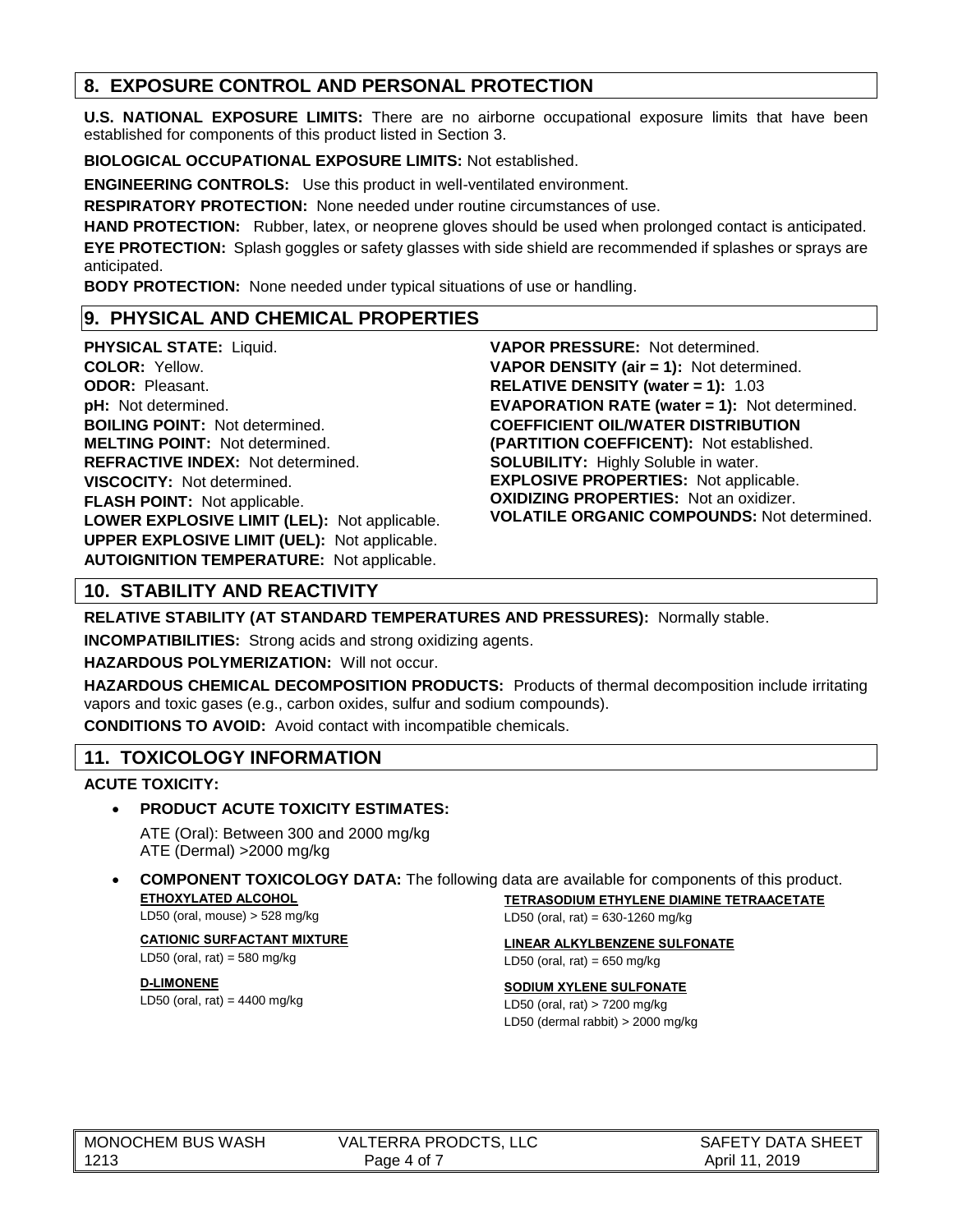## 8. EXPOSURE CONTROL AND PERSONAL PROTECTION

**U.S. NATIONAL EXPOSURE LIMITS:** There are no airborne occupational exposure limits that have been established for components of this product listed in Section 3.

**BIOLOGICAL OCCUPATIONAL EXPOSURE LIMITS:** Not established.

**ENGINEERING CONTROLS:** Use this product in well-ventilated environment.

**RESPIRATORY PROTECTION:** None needed under routine circumstances of use.

**HAND PROTECTION:** Rubber, latex, or neoprene gloves should be used when prolonged contact is anticipated.

**EYE PROTECTION:** Splash goggles or safety glasses with side shield are recommended if splashes or sprays are anticipated.

**BODY PROTECTION:** None needed under typical situations of use or handling.

## 9. PHYSICAL AND CHEMICAL PROPERTIES

**PHYSICAL STATE:** Liquid.
**COLOR:** Yellow.
**ODOR:** Pleasant.
**pH:** Not determined.
**BOILING POINT:** Not determined.
**MELTING POINT:** Not determined.
**REFRACTIVE INDEX:** Not determined.
**VISCOCITY:** Not determined.
**FLASH POINT:** Not applicable.
**LOWER EXPLOSIVE LIMIT (LEL):** Not applicable.
**UPPER EXPLOSIVE LIMIT (UEL):** Not applicable.
**AUTOIGNITION TEMPERATURE:** Not applicable.
**VAPOR PRESSURE:** Not determined.
**VAPOR DENSITY (air = 1):** Not determined.
**RELATIVE DENSITY (water = 1):** 1.03
**EVAPORATION RATE (water = 1):** Not determined.
**COEFFICIENT OIL/WATER DISTRIBUTION (PARTITION COEFFICENT):** Not established.
**SOLUBILITY:** Highly Soluble in water.
**EXPLOSIVE PROPERTIES:** Not applicable.
**OXIDIZING PROPERTIES:** Not an oxidizer.
**VOLATILE ORGANIC COMPOUNDS:** Not determined.

## 10. STABILITY AND REACTIVITY

**RELATIVE STABILITY (AT STANDARD TEMPERATURES AND PRESSURES):** Normally stable.

**INCOMPATIBILITIES:** Strong acids and strong oxidizing agents.

**HAZARDOUS POLYMERIZATION:** Will not occur.

**HAZARDOUS CHEMICAL DECOMPOSITION PRODUCTS:** Products of thermal decomposition include irritating vapors and toxic gases (e.g., carbon oxides, sulfur and sodium compounds).

**CONDITIONS TO AVOID:** Avoid contact with incompatible chemicals.

## 11. TOXICOLOGY INFORMATION

**ACUTE TOXICITY:**

- **PRODUCT ACUTE TOXICITY ESTIMATES:**

  ATE (Oral): Between 300 and 2000 mg/kg
  ATE (Dermal) >2000 mg/kg

- **COMPONENT TOXICOLOGY DATA:** The following data are available for components of this product.

**ETHOXYLATED ALCOHOL**
LD50 (oral, mouse) > 528 mg/kg

**CATIONIC SURFACTANT MIXTURE**
LD50 (oral, rat) = 580 mg/kg

**D-LIMONENE**
LD50 (oral, rat) = 4400 mg/kg

**TETRASODIUM ETHYLENE DIAMINE TETRAACETATE**
LD50 (oral, rat) = 630-1260 mg/kg

**LINEAR ALKYLBENZENE SULFONATE**
LD50 (oral, rat) = 650 mg/kg

**SODIUM XYLENE SULFONATE**
LD50 (oral, rat) > 7200 mg/kg
LD50 (dermal rabbit) > 2000 mg/kg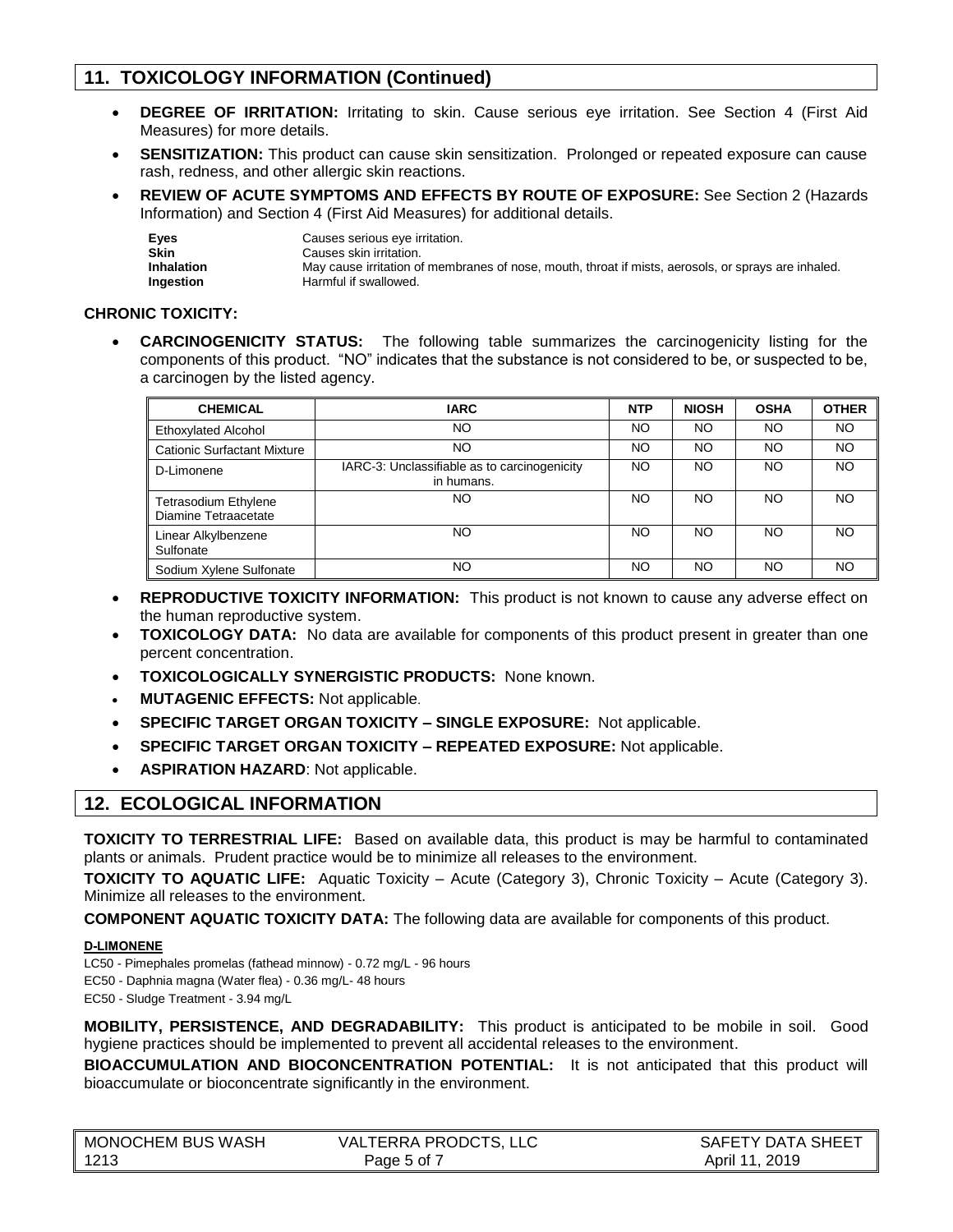## 11. TOXICOLOGY INFORMATION (Continued)

- **DEGREE OF IRRITATION:** Irritating to skin. Cause serious eye irritation. See Section 4 (First Aid Measures) for more details.
- **SENSITIZATION:** This product can cause skin sensitization. Prolonged or repeated exposure can cause rash, redness, and other allergic skin reactions.
- **REVIEW OF ACUTE SYMPTOMS AND EFFECTS BY ROUTE OF EXPOSURE:** See Section 2 (Hazards Information) and Section 4 (First Aid Measures) for additional details.

| | |
|---|---|
| **Eyes** | Causes serious eye irritation. |
| **Skin** | Causes skin irritation. |
| **Inhalation** | May cause irritation of membranes of nose, mouth, throat if mists, aerosols, or sprays are inhaled. |
| **Ingestion** | Harmful if swallowed. |

**CHRONIC TOXICITY:**

- **CARCINOGENICITY STATUS:** The following table summarizes the carcinogenicity listing for the components of this product. "NO" indicates that the substance is not considered to be, or suspected to be, a carcinogen by the listed agency.

| CHEMICAL | IARC | NTP | NIOSH | OSHA | OTHER |
|---|---|---|---|---|---|
| Ethoxylated Alcohol | NO | NO | NO | NO | NO |
| Cationic Surfactant Mixture | NO | NO | NO | NO | NO |
| D-Limonene | IARC-3: Unclassifiable as to carcinogenicity in humans. | NO | NO | NO | NO |
| Tetrasodium Ethylene Diamine Tetraacetate | NO | NO | NO | NO | NO |
| Linear Alkylbenzene Sulfonate | NO | NO | NO | NO | NO |
| Sodium Xylene Sulfonate | NO | NO | NO | NO | NO |

- **REPRODUCTIVE TOXICITY INFORMATION:** This product is not known to cause any adverse effect on the human reproductive system.
- **TOXICOLOGY DATA:** No data are available for components of this product present in greater than one percent concentration.
- **TOXICOLOGICALLY SYNERGISTIC PRODUCTS:** None known.
- **MUTAGENIC EFFECTS:** Not applicable.
- **SPECIFIC TARGET ORGAN TOXICITY – SINGLE EXPOSURE:** Not applicable.
- **SPECIFIC TARGET ORGAN TOXICITY – REPEATED EXPOSURE:** Not applicable.
- **ASPIRATION HAZARD**: Not applicable.

## 12. ECOLOGICAL INFORMATION

**TOXICITY TO TERRESTRIAL LIFE:** Based on available data, this product is may be harmful to contaminated plants or animals. Prudent practice would be to minimize all releases to the environment.

**TOXICITY TO AQUATIC LIFE:** Aquatic Toxicity – Acute (Category 3), Chronic Toxicity – Acute (Category 3). Minimize all releases to the environment.

**COMPONENT AQUATIC TOXICITY DATA:** The following data are available for components of this product.

**D-LIMONENE**

LC50 - Pimephales promelas (fathead minnow) - 0.72 mg/L - 96 hours
EC50 - Daphnia magna (Water flea) - 0.36 mg/L- 48 hours
EC50 - Sludge Treatment - 3.94 mg/L

**MOBILITY, PERSISTENCE, AND DEGRADABILITY:** This product is anticipated to be mobile in soil. Good hygiene practices should be implemented to prevent all accidental releases to the environment.

**BIOACCUMULATION AND BIOCONCENTRATION POTENTIAL:** It is not anticipated that this product will bioaccumulate or bioconcentrate significantly in the environment.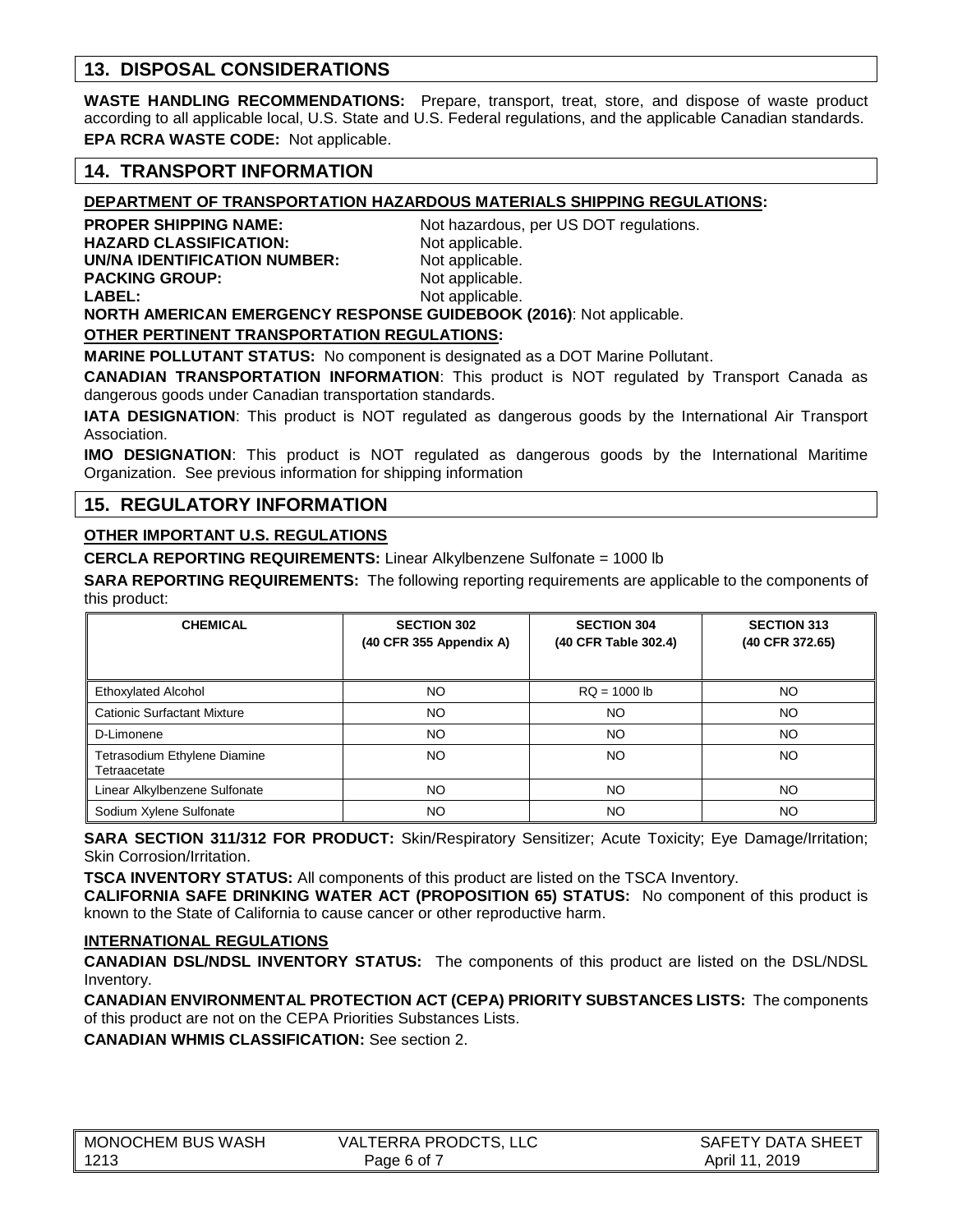## 13. DISPOSAL CONSIDERATIONS

**WASTE HANDLING RECOMMENDATIONS:** Prepare, transport, treat, store, and dispose of waste product according to all applicable local, U.S. State and U.S. Federal regulations, and the applicable Canadian standards.

**EPA RCRA WASTE CODE:** Not applicable.

## 14. TRANSPORT INFORMATION

**DEPARTMENT OF TRANSPORTATION HAZARDOUS MATERIALS SHIPPING REGULATIONS:**

**PROPER SHIPPING NAME:** Not hazardous, per US DOT regulations.
**HAZARD CLASSIFICATION:** Not applicable.
**UN/NA IDENTIFICATION NUMBER:** Not applicable.
**PACKING GROUP:** Not applicable.
**LABEL:** Not applicable.

**NORTH AMERICAN EMERGENCY RESPONSE GUIDEBOOK (2016)**: Not applicable.

**OTHER PERTINENT TRANSPORTATION REGULATIONS:**

**MARINE POLLUTANT STATUS:** No component is designated as a DOT Marine Pollutant.

**CANADIAN TRANSPORTATION INFORMATION**: This product is NOT regulated by Transport Canada as dangerous goods under Canadian transportation standards.

**IATA DESIGNATION**: This product is NOT regulated as dangerous goods by the International Air Transport Association.

**IMO DESIGNATION**: This product is NOT regulated as dangerous goods by the International Maritime Organization. See previous information for shipping information

## 15. REGULATORY INFORMATION

**OTHER IMPORTANT U.S. REGULATIONS**

**CERCLA REPORTING REQUIREMENTS:** Linear Alkylbenzene Sulfonate = 1000 lb

**SARA REPORTING REQUIREMENTS:** The following reporting requirements are applicable to the components of this product:

| CHEMICAL | SECTION 302 (40 CFR 355 Appendix A) | SECTION 304 (40 CFR Table 302.4) | SECTION 313 (40 CFR 372.65) |
|---|---|---|---|
| Ethoxylated Alcohol | NO | RQ = 1000 lb | NO |
| Cationic Surfactant Mixture | NO | NO | NO |
| D-Limonene | NO | NO | NO |
| Tetrasodium Ethylene Diamine Tetraacetate | NO | NO | NO |
| Linear Alkylbenzene Sulfonate | NO | NO | NO |
| Sodium Xylene Sulfonate | NO | NO | NO |

**SARA SECTION 311/312 FOR PRODUCT:** Skin/Respiratory Sensitizer; Acute Toxicity; Eye Damage/Irritation; Skin Corrosion/Irritation.

**TSCA INVENTORY STATUS:** All components of this product are listed on the TSCA Inventory.

**CALIFORNIA SAFE DRINKING WATER ACT (PROPOSITION 65) STATUS:** No component of this product is known to the State of California to cause cancer or other reproductive harm.

**INTERNATIONAL REGULATIONS**

**CANADIAN DSL/NDSL INVENTORY STATUS:** The components of this product are listed on the DSL/NDSL Inventory.

**CANADIAN ENVIRONMENTAL PROTECTION ACT (CEPA) PRIORITY SUBSTANCES LISTS:** The components of this product are not on the CEPA Priorities Substances Lists.

**CANADIAN WHMIS CLASSIFICATION:** See section 2.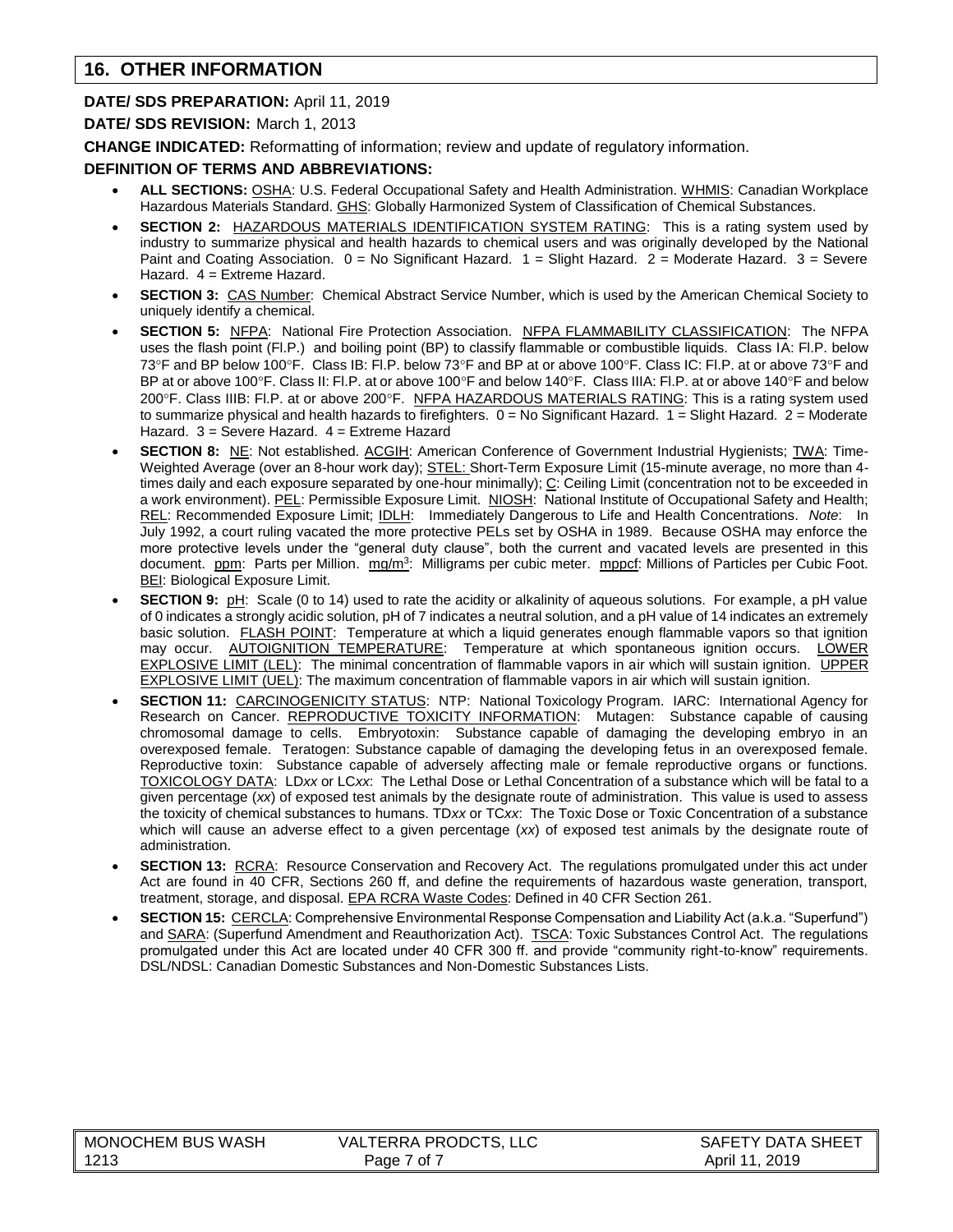## 16. OTHER INFORMATION

**DATE/ SDS PREPARATION:** April 11, 2019

**DATE/ SDS REVISION:** March 1, 2013

**CHANGE INDICATED:** Reformatting of information; review and update of regulatory information.

**DEFINITION OF TERMS AND ABBREVIATIONS:**

- **ALL SECTIONS:** OSHA: U.S. Federal Occupational Safety and Health Administration. WHMIS: Canadian Workplace Hazardous Materials Standard. GHS: Globally Harmonized System of Classification of Chemical Substances.
- **SECTION 2:** HAZARDOUS MATERIALS IDENTIFICATION SYSTEM RATING: This is a rating system used by industry to summarize physical and health hazards to chemical users and was originally developed by the National Paint and Coating Association. 0 = No Significant Hazard. 1 = Slight Hazard. 2 = Moderate Hazard. 3 = Severe Hazard. 4 = Extreme Hazard.
- **SECTION 3:** CAS Number: Chemical Abstract Service Number, which is used by the American Chemical Society to uniquely identify a chemical.
- **SECTION 5:** NFPA: National Fire Protection Association. NFPA FLAMMABILITY CLASSIFICATION: The NFPA uses the flash point (Fl.P.) and boiling point (BP) to classify flammable or combustible liquids. Class IA: Fl.P. below 73°F and BP below 100°F. Class IB: Fl.P. below 73°F and BP at or above 100°F. Class IC: Fl.P. at or above 73°F and BP at or above 100°F. Class II: Fl.P. at or above 100°F and below 140°F. Class IIIA: Fl.P. at or above 140°F and below 200°F. Class IIIB: Fl.P. at or above 200°F. NFPA HAZARDOUS MATERIALS RATING: This is a rating system used to summarize physical and health hazards to firefighters. 0 = No Significant Hazard. 1 = Slight Hazard. 2 = Moderate Hazard. 3 = Severe Hazard. 4 = Extreme Hazard
- **SECTION 8:** NE: Not established. ACGIH: American Conference of Government Industrial Hygienists; TWA: Time-Weighted Average (over an 8-hour work day); STEL: Short-Term Exposure Limit (15-minute average, no more than 4-times daily and each exposure separated by one-hour minimally); C: Ceiling Limit (concentration not to be exceeded in a work environment). PEL: Permissible Exposure Limit. NIOSH: National Institute of Occupational Safety and Health; REL: Recommended Exposure Limit; IDLH: Immediately Dangerous to Life and Health Concentrations. *Note*: In July 1992, a court ruling vacated the more protective PELs set by OSHA in 1989. Because OSHA may enforce the more protective levels under the "general duty clause", both the current and vacated levels are presented in this document. ppm: Parts per Million. $mg/m^3$: Milligrams per cubic meter. mppcf: Millions of Particles per Cubic Foot. BEI: Biological Exposure Limit.
- **SECTION 9:** pH: Scale (0 to 14) used to rate the acidity or alkalinity of aqueous solutions. For example, a pH value of 0 indicates a strongly acidic solution, pH of 7 indicates a neutral solution, and a pH value of 14 indicates an extremely basic solution. FLASH POINT: Temperature at which a liquid generates enough flammable vapors so that ignition may occur. AUTOIGNITION TEMPERATURE: Temperature at which spontaneous ignition occurs. LOWER EXPLOSIVE LIMIT (LEL): The minimal concentration of flammable vapors in air which will sustain ignition. UPPER EXPLOSIVE LIMIT (UEL): The maximum concentration of flammable vapors in air which will sustain ignition.
- **SECTION 11:** CARCINOGENICITY STATUS: NTP: National Toxicology Program. IARC: International Agency for Research on Cancer. REPRODUCTIVE TOXICITY INFORMATION: Mutagen: Substance capable of causing chromosomal damage to cells. Embryotoxin: Substance capable of damaging the developing embryo in an overexposed female. Teratogen: Substance capable of damaging the developing fetus in an overexposed female. Reproductive toxin: Substance capable of adversely affecting male or female reproductive organs or functions. TOXICOLOGY DATA: LD*xx* or LC*xx*: The Lethal Dose or Lethal Concentration of a substance which will be fatal to a given percentage (*xx*) of exposed test animals by the designate route of administration. This value is used to assess the toxicity of chemical substances to humans. TD*xx* or TC*xx*: The Toxic Dose or Toxic Concentration of a substance which will cause an adverse effect to a given percentage (*xx*) of exposed test animals by the designate route of administration.
- **SECTION 13:** RCRA: Resource Conservation and Recovery Act. The regulations promulgated under this act under Act are found in 40 CFR, Sections 260 ff, and define the requirements of hazardous waste generation, transport, treatment, storage, and disposal. EPA RCRA Waste Codes: Defined in 40 CFR Section 261.
- **SECTION 15:** CERCLA: Comprehensive Environmental Response Compensation and Liability Act (a.k.a. "Superfund") and SARA: (Superfund Amendment and Reauthorization Act). TSCA: Toxic Substances Control Act. The regulations promulgated under this Act are located under 40 CFR 300 ff. and provide "community right-to-know" requirements. DSL/NDSL: Canadian Domestic Substances and Non-Domestic Substances Lists.